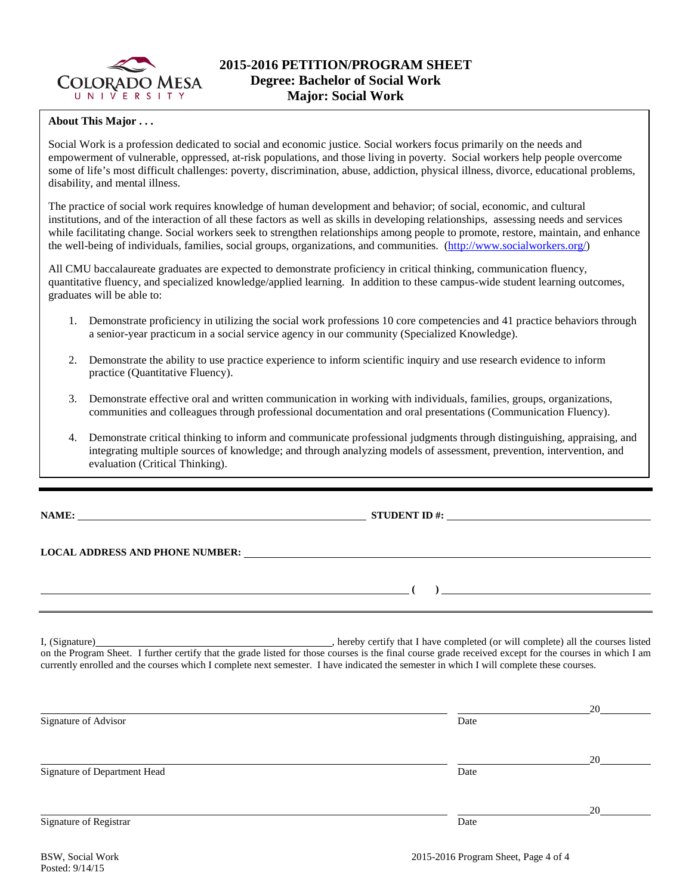# 2015-2016 PETITION/PROGRAM SHEET
## Degree: Bachelor of Social Work
## Major: Social Work

**About This Major . . .**

Social Work is a profession dedicated to social and economic justice. Social workers focus primarily on the needs and empowerment of vulnerable, oppressed, at-risk populations, and those living in poverty. Social workers help people overcome some of life's most difficult challenges: poverty, discrimination, abuse, addiction, physical illness, divorce, educational problems, disability, and mental illness.

The practice of social work requires knowledge of human development and behavior; of social, economic, and cultural institutions, and of the interaction of all these factors as well as skills in developing relationships, assessing needs and services while facilitating change. Social workers seek to strengthen relationships among people to promote, restore, maintain, and enhance the well-being of individuals, families, social groups, organizations, and communities. (http://www.socialworkers.org/)

All CMU baccalaureate graduates are expected to demonstrate proficiency in critical thinking, communication fluency, quantitative fluency, and specialized knowledge/applied learning. In addition to these campus-wide student learning outcomes, graduates will be able to:

1. Demonstrate proficiency in utilizing the social work professions 10 core competencies and 41 practice behaviors through a senior-year practicum in a social service agency in our community (Specialized Knowledge).
2. Demonstrate the ability to use practice experience to inform scientific inquiry and use research evidence to inform practice (Quantitative Fluency).
3. Demonstrate effective oral and written communication in working with individuals, families, groups, organizations, communities and colleagues through professional documentation and oral presentations (Communication Fluency).
4. Demonstrate critical thinking to inform and communicate professional judgments through distinguishing, appraising, and integrating multiple sources of knowledge; and through analyzing models of assessment, prevention, intervention, and evaluation (Critical Thinking).

---

**NAME:** ______________________________ **STUDENT ID #:** ______________________________

**LOCAL ADDRESS AND PHONE NUMBER:** ______________________________

______________________________ **( )** ______________________________

---

I, (Signature)______________________________, hereby certify that I have completed (or will complete) all the courses listed on the Program Sheet. I further certify that the grade listed for those courses is the final course grade received except for the courses in which I am currently enrolled and the courses which I complete next semester. I have indicated the semester in which I will complete these courses.

______________________________ ______________20______
Signature of Advisor Date

______________________________ ______________20______
Signature of Department Head Date

______________________________ ______________20______
Signature of Registrar Date

BSW, Social Work
Posted: 9/14/15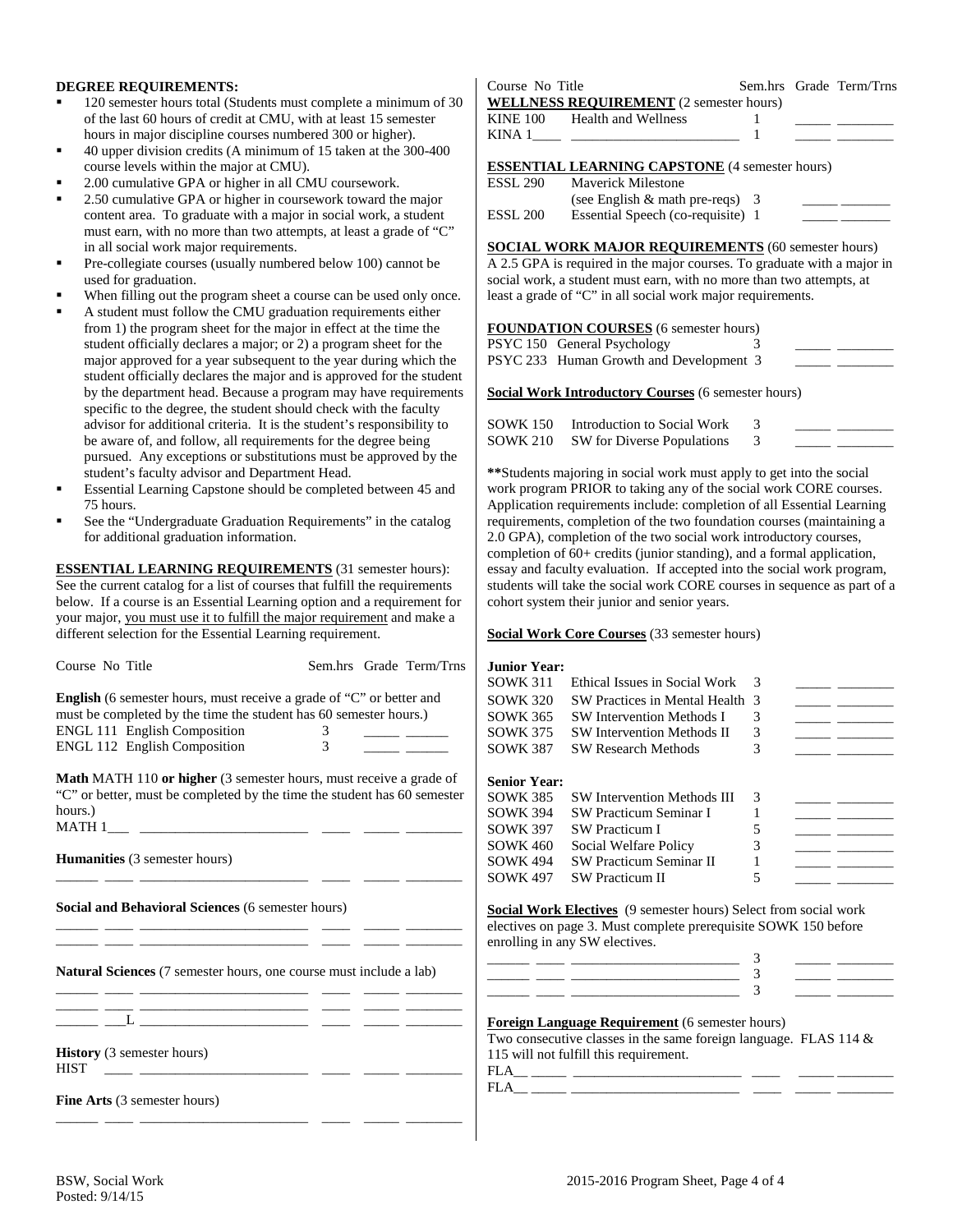**DEGREE REQUIREMENTS:**

- 120 semester hours total (Students must complete a minimum of 30 of the last 60 hours of credit at CMU, with at least 15 semester hours in major discipline courses numbered 300 or higher).
- 40 upper division credits (A minimum of 15 taken at the 300-400 course levels within the major at CMU).
- 2.00 cumulative GPA or higher in all CMU coursework.
- 2.50 cumulative GPA or higher in coursework toward the major content area. To graduate with a major in social work, a student must earn, with no more than two attempts, at least a grade of "C" in all social work major requirements.
- Pre-collegiate courses (usually numbered below 100) cannot be used for graduation.
- When filling out the program sheet a course can be used only once.
- A student must follow the CMU graduation requirements either from 1) the program sheet for the major in effect at the time the student officially declares a major; or 2) a program sheet for the major approved for a year subsequent to the year during which the student officially declares the major and is approved for the student by the department head. Because a program may have requirements specific to the degree, the student should check with the faculty advisor for additional criteria. It is the student's responsibility to be aware of, and follow, all requirements for the degree being pursued. Any exceptions or substitutions must be approved by the student's faculty advisor and Department Head.
- Essential Learning Capstone should be completed between 45 and 75 hours.
- See the "Undergraduate Graduation Requirements" in the catalog for additional graduation information.

**ESSENTIAL LEARNING REQUIREMENTS** (31 semester hours): See the current catalog for a list of courses that fulfill the requirements below. If a course is an Essential Learning option and a requirement for your major, you must use it to fulfill the major requirement and make a different selection for the Essential Learning requirement.

| Course No | Title | Sem.hrs | Grade | Term/Trns |
|---|---|---|---|---|

**English** (6 semester hours, must receive a grade of "C" or better and must be completed by the time the student has 60 semester hours.)

| Course No | Title | Sem.hrs | Grade | Term/Trns |
|---|---|---|---|---|
| ENGL 111 | English Composition | 3 | | |
| ENGL 112 | English Composition | 3 | | |

**Math** MATH 110 **or higher** (3 semester hours, must receive a grade of "C" or better, must be completed by the time the student has 60 semester hours.)

MATH 1___ ____________________ ____ _____ ________

**Humanities** (3 semester hours)

______ ____ ____________________ ____ _____ ________

**Social and Behavioral Sciences** (6 semester hours)

______ ____ ____________________ ____ _____ ________
______ ____ ____________________ ____ _____ ________

**Natural Sciences** (7 semester hours, one course must include a lab)

______ ____ ____________________ ____ _____ ________
______ ____ ____________________ ____ _____ ________
______ ___L ____________________ ____ _____ ________

**History** (3 semester hours)

HIST ____ ____________________ ____ _____ ________

**Fine Arts** (3 semester hours)

______ ____ ____________________ ____ _____ ________

**WELLNESS REQUIREMENT** (2 semester hours)

| Course No | Title | Sem.hrs | Grade | Term/Trns |
|---|---|---|---|---|
| KINE 100 | Health and Wellness | 1 | | |
| KINA 1____ | | 1 | | |

**ESSENTIAL LEARNING CAPSTONE** (4 semester hours)

| Course No | Title | Sem.hrs | Grade | Term/Trns |
|---|---|---|---|---|
| ESSL 290 | Maverick Milestone (see English & math pre-reqs) | 3 | | |
| ESSL 200 | Essential Speech (co-requisite) | 1 | | |

**SOCIAL WORK MAJOR REQUIREMENTS** (60 semester hours)

A 2.5 GPA is required in the major courses. To graduate with a major in social work, a student must earn, with no more than two attempts, at least a grade of "C" in all social work major requirements.

**FOUNDATION COURSES** (6 semester hours)

| Course No | Title | Sem.hrs | Grade | Term/Trns |
|---|---|---|---|---|
| PSYC 150 | General Psychology | 3 | | |
| PSYC 233 | Human Growth and Development | 3 | | |

**Social Work Introductory Courses** (6 semester hours)

| Course No | Title | Sem.hrs | Grade | Term/Trns |
|---|---|---|---|---|
| SOWK 150 | Introduction to Social Work | 3 | | |
| SOWK 210 | SW for Diverse Populations | 3 | | |

**Students majoring in social work must apply to get into the social work program PRIOR to taking any of the social work CORE courses. Application requirements include: completion of all Essential Learning requirements, completion of the two foundation courses (maintaining a 2.0 GPA), completion of the two social work introductory courses, completion of 60+ credits (junior standing), and a formal application, essay and faculty evaluation. If accepted into the social work program, students will take the social work CORE courses in sequence as part of a cohort system their junior and senior years.

**Social Work Core Courses** (33 semester hours)

**Junior Year:**

| Course No | Title | Sem.hrs | Grade | Term/Trns |
|---|---|---|---|---|
| SOWK 311 | Ethical Issues in Social Work | 3 | | |
| SOWK 320 | SW Practices in Mental Health | 3 | | |
| SOWK 365 | SW Intervention Methods I | 3 | | |
| SOWK 375 | SW Intervention Methods II | 3 | | |
| SOWK 387 | SW Research Methods | 3 | | |

**Senior Year:**

| Course No | Title | Sem.hrs | Grade | Term/Trns |
|---|---|---|---|---|
| SOWK 385 | SW Intervention Methods III | 3 | | |
| SOWK 394 | SW Practicum Seminar I | 1 | | |
| SOWK 397 | SW Practicum I | 5 | | |
| SOWK 460 | Social Welfare Policy | 3 | | |
| SOWK 494 | SW Practicum Seminar II | 1 | | |
| SOWK 497 | SW Practicum II | 5 | | |

**Social Work Electives** (9 semester hours) Select from social work electives on page 3. Must complete prerequisite SOWK 150 before enrolling in any SW electives.

| Course No | Title | Sem.hrs | Grade | Term/Trns |
|---|---|---|---|---|
| | | 3 | | |
| | | 3 | | |
| | | 3 | | |

**Foreign Language Requirement** (6 semester hours)

Two consecutive classes in the same foreign language. FLAS 114 & 115 will not fulfill this requirement.

FLA__ _____ ____________________ ____ _____ ________
FLA__ _____ ____________________ ____ _____ ________

BSW, Social Work
Posted: 9/14/15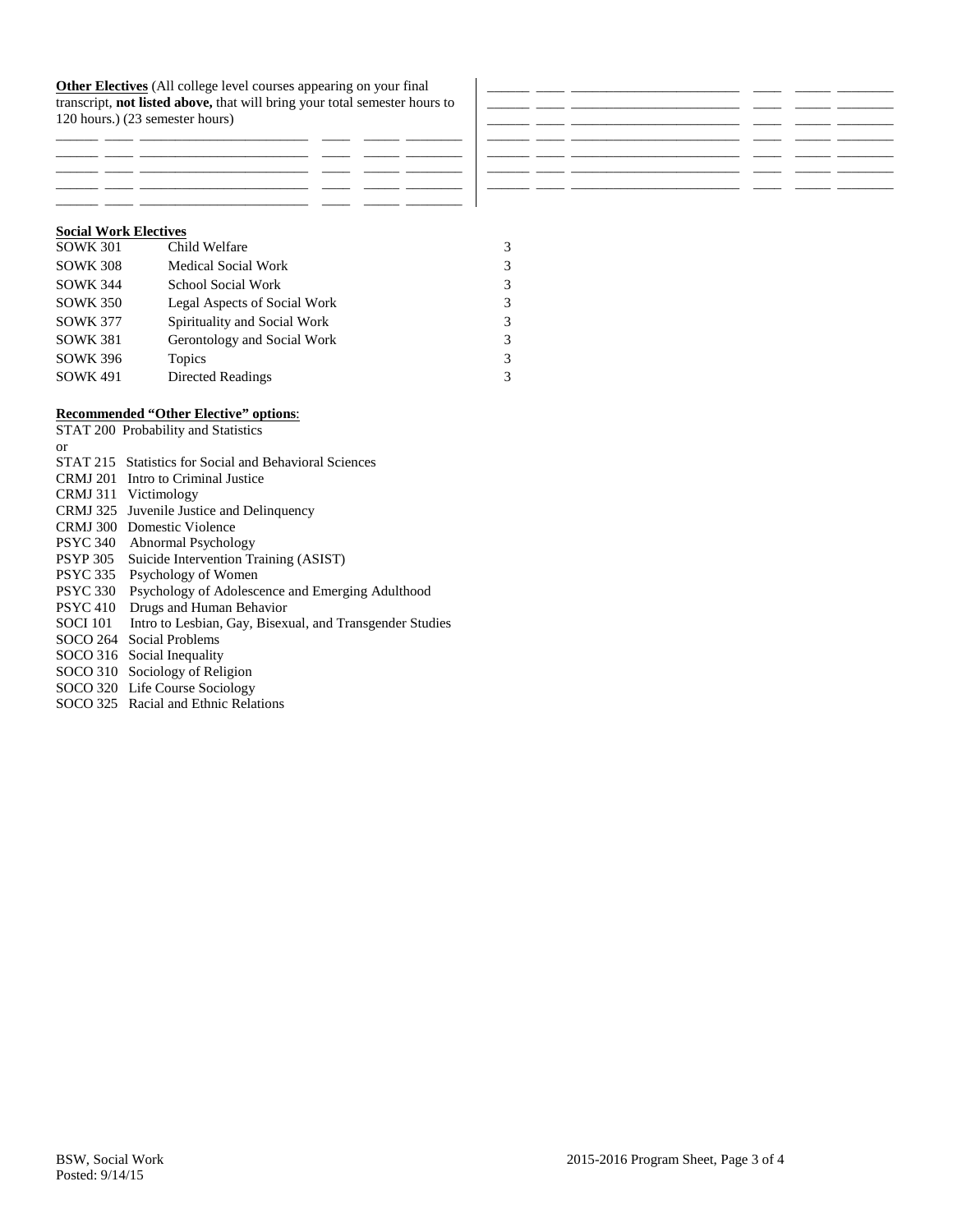**Other Electives** (All college level courses appearing on your final transcript, **not listed above,** that will bring your total semester hours to 120 hours.) (23 semester hours)

______ ____ ______________________ ____ _____ ________
______ ____ ______________________ ____ _____ ________
______ ____ ______________________ ____ _____ ________
______ ____ ______________________ ____ _____ ________
______ ____ ______________________ ____ _____ ________
______ ____ ______________________ ____ _____ ________
______ ____ ______________________ ____ _____ ________
______ ____ ______________________ ____ _____ ________
______ ____ ______________________ ____ _____ ________
______ ____ ______________________ ____ _____ ________
______ ____ ______________________ ____ _____ ________
______ ____ ______________________ ____ _____ ________
______ ____ ______________________ ____ _____ ________
______ ____ ______________________ ____ _____ ________

**Social Work Electives**

| | | |
|---|---|---|
| SOWK 301 | Child Welfare | 3 |
| SOWK 308 | Medical Social Work | 3 |
| SOWK 344 | School Social Work | 3 |
| SOWK 350 | Legal Aspects of Social Work | 3 |
| SOWK 377 | Spirituality and Social Work | 3 |
| SOWK 381 | Gerontology and Social Work | 3 |
| SOWK 396 | Topics | 3 |
| SOWK 491 | Directed Readings | 3 |

**Recommended "Other Elective" options**:

STAT 200 Probability and Statistics
or
STAT 215 Statistics for Social and Behavioral Sciences
CRMJ 201 Intro to Criminal Justice
CRMJ 311 Victimology
CRMJ 325 Juvenile Justice and Delinquency
CRMJ 300 Domestic Violence
PSYC 340 Abnormal Psychology
PSYP 305 Suicide Intervention Training (ASIST)
PSYC 335 Psychology of Women
PSYC 330 Psychology of Adolescence and Emerging Adulthood
PSYC 410 Drugs and Human Behavior
SOCI 101 Intro to Lesbian, Gay, Bisexual, and Transgender Studies
SOCO 264 Social Problems
SOCO 316 Social Inequality
SOCO 310 Sociology of Religion
SOCO 320 Life Course Sociology
SOCO 325 Racial and Ethnic Relations

BSW, Social Work
Posted: 9/14/15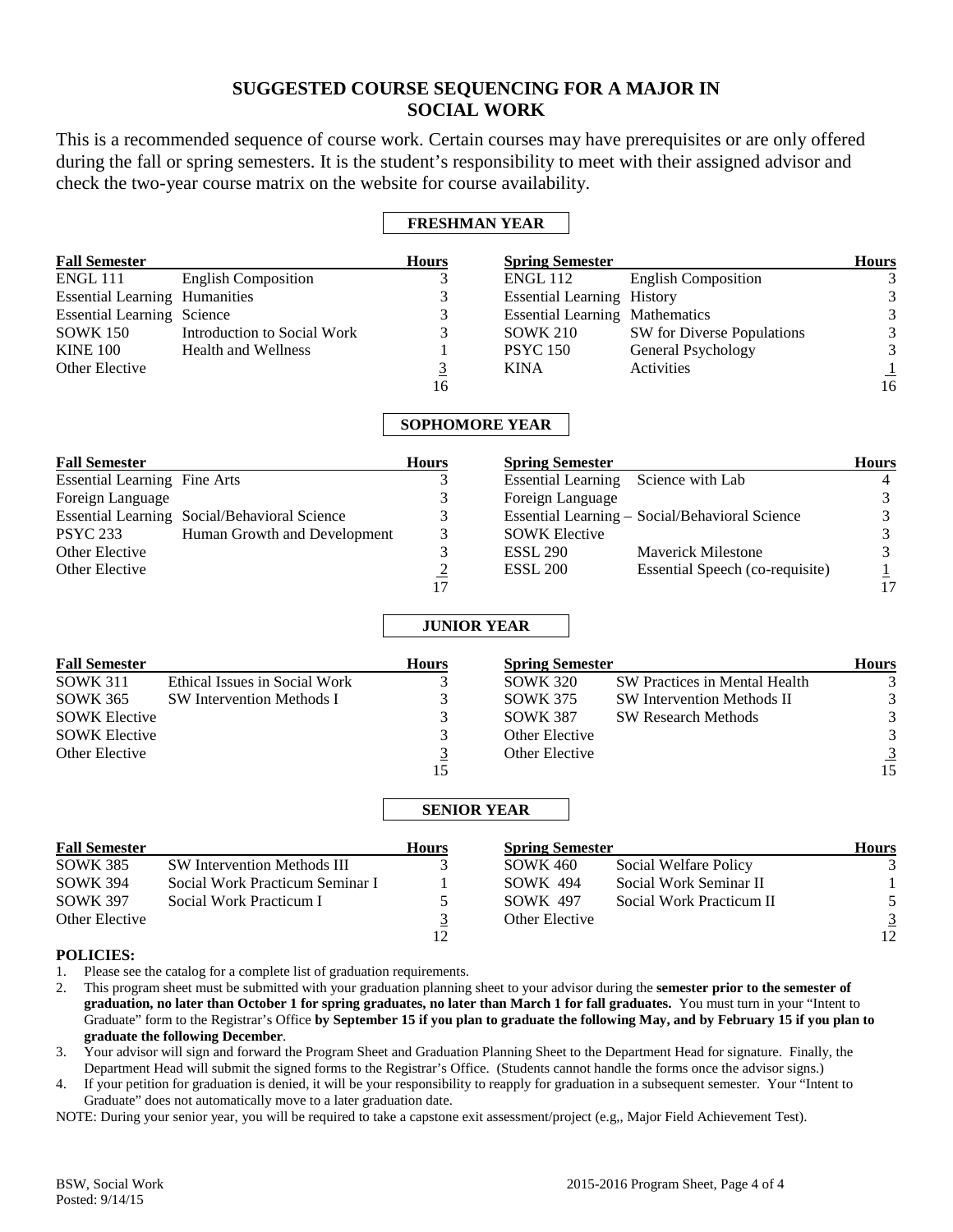# SUGGESTED COURSE SEQUENCING FOR A MAJOR IN SOCIAL WORK

This is a recommended sequence of course work. Certain courses may have prerequisites or are only offered during the fall or spring semesters. It is the student's responsibility to meet with their assigned advisor and check the two-year course matrix on the website for course availability.

## FRESHMAN YEAR

| Fall Semester | | Hours | Spring Semester | | Hours |
|---|---|---|---|---|---|
| ENGL 111 | English Composition | 3 | ENGL 112 | English Composition | 3 |
| Essential Learning | Humanities | 3 | Essential Learning | History | 3 |
| Essential Learning | Science | 3 | Essential Learning | Mathematics | 3 |
| SOWK 150 | Introduction to Social Work | 3 | SOWK 210 | SW for Diverse Populations | 3 |
| KINE 100 | Health and Wellness | 1 | PSYC 150 | General Psychology | 3 |
| Other Elective | | 3 | KINA | Activities | 1 |
| | | 16 | | | 16 |

## SOPHOMORE YEAR

| Fall Semester | | Hours | Spring Semester | | Hours |
|---|---|---|---|---|---|
| Essential Learning | Fine Arts | 3 | Essential Learning | Science with Lab | 4 |
| Foreign Language | | 3 | Foreign Language | | 3 |
| Essential Learning | Social/Behavioral Science | 3 | Essential Learning – | Social/Behavioral Science | 3 |
| PSYC 233 | Human Growth and Development | 3 | SOWK Elective | | 3 |
| Other Elective | | 3 | ESSL 290 | Maverick Milestone | 3 |
| Other Elective | | 2 | ESSL 200 | Essential Speech (co-requisite) | 1 |
| | | 17 | | | 17 |

## JUNIOR YEAR

| Fall Semester | | Hours | Spring Semester | | Hours |
|---|---|---|---|---|---|
| SOWK 311 | Ethical Issues in Social Work | 3 | SOWK 320 | SW Practices in Mental Health | 3 |
| SOWK 365 | SW Intervention Methods I | 3 | SOWK 375 | SW Intervention Methods II | 3 |
| SOWK Elective | | 3 | SOWK 387 | SW Research Methods | 3 |
| SOWK Elective | | 3 | Other Elective | | 3 |
| Other Elective | | 3 | Other Elective | | 3 |
| | | 15 | | | 15 |

## SENIOR YEAR

| Fall Semester | | Hours | Spring Semester | | Hours |
|---|---|---|---|---|---|
| SOWK 385 | SW Intervention Methods III | 3 | SOWK 460 | Social Welfare Policy | 3 |
| SOWK 394 | Social Work Practicum Seminar I | 1 | SOWK 494 | Social Work Seminar II | 1 |
| SOWK 397 | Social Work Practicum I | 5 | SOWK 497 | Social Work Practicum II | 5 |
| Other Elective | | 3 | Other Elective | | 3 |
| | | 12 | | | 12 |

**POLICIES:**

1. Please see the catalog for a complete list of graduation requirements.
2. This program sheet must be submitted with your graduation planning sheet to your advisor during the **semester prior to the semester of graduation, no later than October 1 for spring graduates, no later than March 1 for fall graduates.** You must turn in your "Intent to Graduate" form to the Registrar's Office **by September 15 if you plan to graduate the following May, and by February 15 if you plan to graduate the following December**.
3. Your advisor will sign and forward the Program Sheet and Graduation Planning Sheet to the Department Head for signature. Finally, the Department Head will submit the signed forms to the Registrar's Office. (Students cannot handle the forms once the advisor signs.)
4. If your petition for graduation is denied, it will be your responsibility to reapply for graduation in a subsequent semester. Your "Intent to Graduate" does not automatically move to a later graduation date.

NOTE: During your senior year, you will be required to take a capstone exit assessment/project (e.g,, Major Field Achievement Test).

BSW, Social Work
Posted: 9/14/15